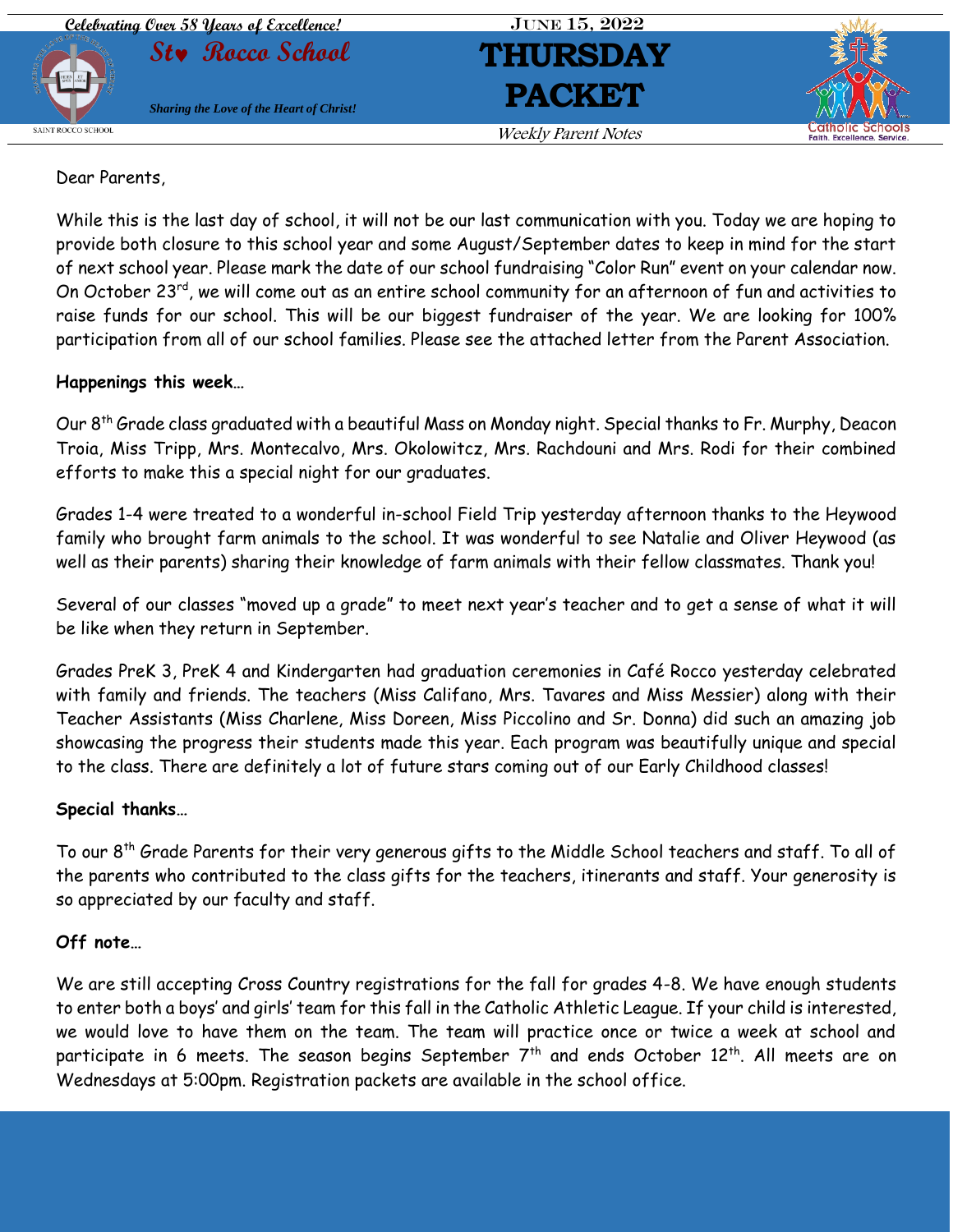Celebrating Over 58 Years of Excellence!

# St. Rocco School

*Sharing the Love of the Heart of Christ!*

June 15, 2022

# THURSDAY PACKET

*Weekly Parent Notes*

Dear Parents,

While this is the last day of school, it will not be our last communication with you. Today we are hoping to provide both closure to this school year and some August/September dates to keep in mind for the start of next school year. Please mark the date of our school fundraising "Color Run" event on your calendar now. On October 23rd, we will come out as an entire school community for an afternoon of fun and activities to raise funds for our school. This will be our biggest fundraiser of the year. We are looking for 100% participation from all of our school families. Please see the attached letter from the Parent Association.

**Happenings this week…**

Our 8th Grade class graduated with a beautiful Mass on Monday night. Special thanks to Fr. Murphy, Deacon Troia, Miss Tripp, Mrs. Montecalvo, Mrs. Okolowitcz, Mrs. Rachdouni and Mrs. Rodi for their combined efforts to make this a special night for our graduates.

Grades 1-4 were treated to a wonderful in-school Field Trip yesterday afternoon thanks to the Heywood family who brought farm animals to the school. It was wonderful to see Natalie and Oliver Heywood (as well as their parents) sharing their knowledge of farm animals with their fellow classmates. Thank you!

Several of our classes "moved up a grade" to meet next year's teacher and to get a sense of what it will be like when they return in September.

Grades PreK 3, PreK 4 and Kindergarten had graduation ceremonies in Café Rocco yesterday celebrated with family and friends. The teachers (Miss Califano, Mrs. Tavares and Miss Messier) along with their Teacher Assistants (Miss Charlene, Miss Doreen, Miss Piccolino and Sr. Donna) did such an amazing job showcasing the progress their students made this year. Each program was beautifully unique and special to the class. There are definitely a lot of future stars coming out of our Early Childhood classes!

**Special thanks…**

To our 8th Grade Parents for their very generous gifts to the Middle School teachers and staff. To all of the parents who contributed to the class gifts for the teachers, itinerants and staff. Your generosity is so appreciated by our faculty and staff.

**Off note…**

We are still accepting Cross Country registrations for the fall for grades 4-8. We have enough students to enter both a boys' and girls' team for this fall in the Catholic Athletic League. If your child is interested, we would love to have them on the team. The team will practice once or twice a week at school and participate in 6 meets. The season begins September 7th and ends October 12th. All meets are on Wednesdays at 5:00pm. Registration packets are available in the school office.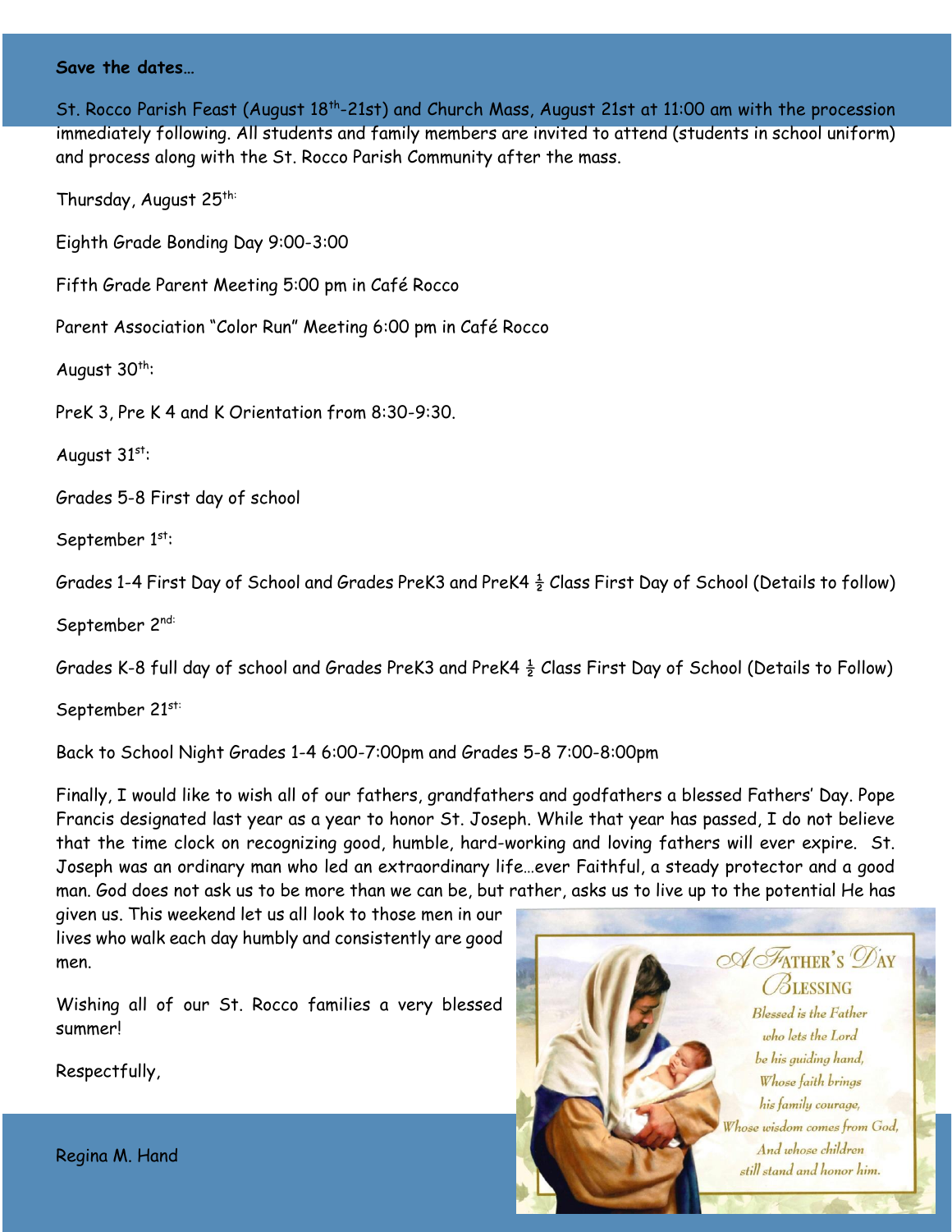**Save the dates…**

St. Rocco Parish Feast (August 18th-21st) and Church Mass, August 21st at 11:00 am with the procession immediately following. All students and family members are invited to attend (students in school uniform) and process along with the St. Rocco Parish Community after the mass.

Thursday, August 25th:

Eighth Grade Bonding Day 9:00-3:00

Fifth Grade Parent Meeting 5:00 pm in Café Rocco

Parent Association "Color Run" Meeting 6:00 pm in Café Rocco

August 30th:

PreK 3, Pre K 4 and K Orientation from 8:30-9:30.

August 31st:

Grades 5-8 First day of school

September 1st:

Grades 1-4 First Day of School and Grades PreK3 and PreK4 ½ Class First Day of School (Details to follow)

September 2nd:

Grades K-8 full day of school and Grades PreK3 and PreK4 ½ Class First Day of School (Details to Follow)

September 21st:

Back to School Night Grades 1-4 6:00-7:00pm and Grades 5-8 7:00-8:00pm

Finally, I would like to wish all of our fathers, grandfathers and godfathers a blessed Fathers' Day. Pope Francis designated last year as a year to honor St. Joseph. While that year has passed, I do not believe that the time clock on recognizing good, humble, hard-working and loving fathers will ever expire. St. Joseph was an ordinary man who led an extraordinary life…ever Faithful, a steady protector and a good man. God does not ask us to be more than we can be, but rather, asks us to live up to the potential He has given us. This weekend let us all look to those men in our lives who walk each day humbly and consistently are good men.

Wishing all of our St. Rocco families a very blessed summer!

Respectfully,

Regina M. Hand

*A Father's Day Blessing*

*Blessed is the Father
who lets the Lord
be his guiding hand,
Whose faith brings
his family courage,
Whose wisdom comes from God,
And whose children
still stand and honor him.*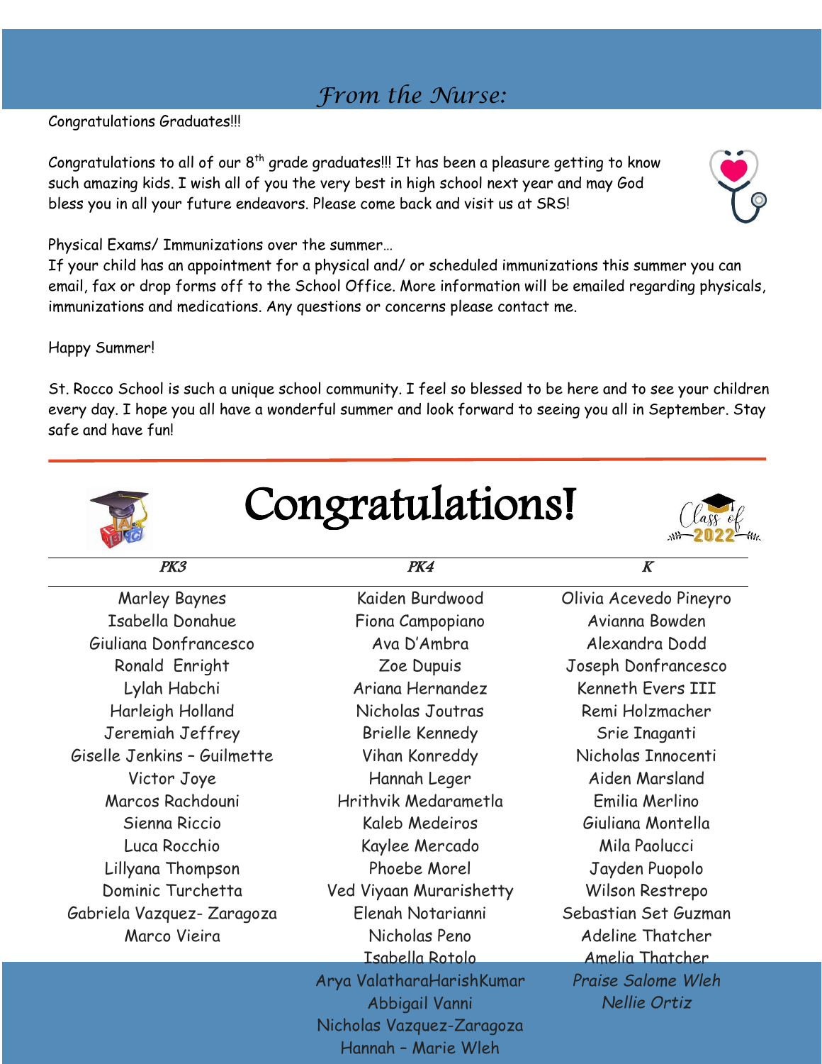## *From the Nurse:*

Congratulations Graduates!!!

Congratulations to all of our 8th grade graduates!!! It has been a pleasure getting to know such amazing kids. I wish all of you the very best in high school next year and may God bless you in all your future endeavors. Please come back and visit us at SRS!

Physical Exams/ Immunizations over the summer…
If your child has an appointment for a physical and/ or scheduled immunizations this summer you can email, fax or drop forms off to the School Office. More information will be emailed regarding physicals, immunizations and medications. Any questions or concerns please contact me.

Happy Summer!

St. Rocco School is such a unique school community. I feel so blessed to be here and to see your children every day. I hope you all have a wonderful summer and look forward to seeing you all in September. Stay safe and have fun!

---

# Congratulations!

Class of 2022

| *PK3* | *PK4* | *K* |
|---|---|---|
| Marley Baynes | Kaiden Burdwood | Olivia Acevedo Pineyro |
| Isabella Donahue | Fiona Campopiano | Avianna Bowden |
| Giuliana Donfrancesco | Ava D'Ambra | Alexandra Dodd |
| Ronald Enright | Zoe Dupuis | Joseph Donfrancesco |
| Lylah Habchi | Ariana Hernandez | Kenneth Evers III |
| Harleigh Holland | Nicholas Joutras | Remi Holzmacher |
| Jeremiah Jeffrey | Brielle Kennedy | Srie Inaganti |
| Giselle Jenkins – Guilmette | Vihan Konreddy | Nicholas Innocenti |
| Victor Joye | Hannah Leger | Aiden Marsland |
| Marcos Rachdouni | Hrithvik Medarametla | Emilia Merlino |
| Sienna Riccio | Kaleb Medeiros | Giuliana Montella |
| Luca Rocchio | Kaylee Mercado | Mila Paolucci |
| Lillyana Thompson | Phoebe Morel | Jayden Puopolo |
| Dominic Turchetta | Ved Viyaan Murarishetty | Wilson Restrepo |
| Gabriela Vazquez- Zaragoza | Elenah Notarianni | Sebastian Set Guzman |
| Marco Vieira | Nicholas Peno | Adeline Thatcher |
| | Isabella Rotolo | Amelia Thatcher |
| | Arya ValatharaHarishKumar | *Praise Salome Wleh* |
| | Abbigail Vanni | *Nellie Ortiz* |
| | Nicholas Vazquez-Zaragoza | |
| | Hannah – Marie Wleh | |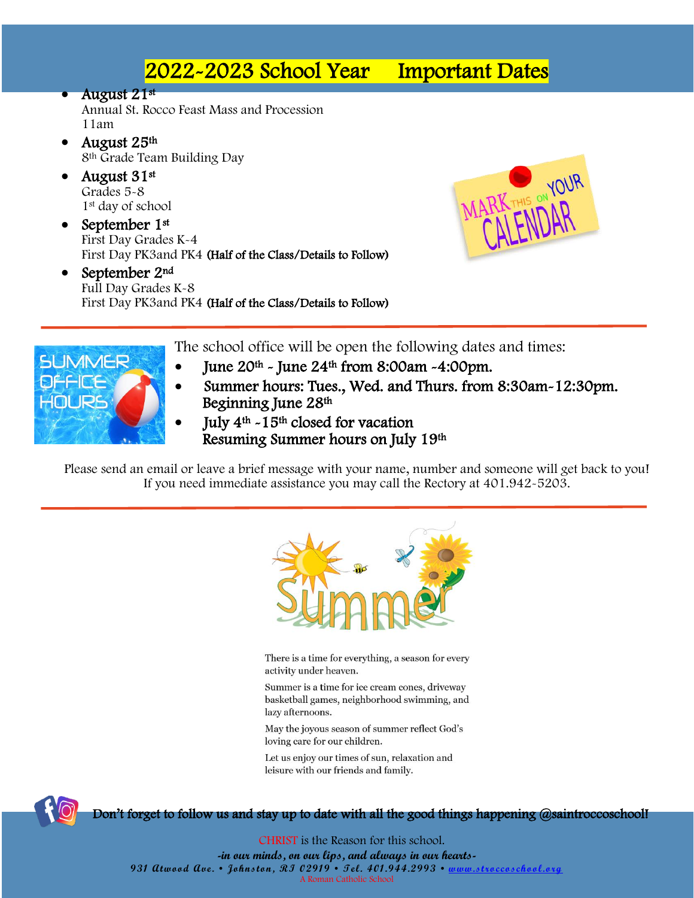# 2022-2023 School Year Important Dates

- **August 21st**
  Annual St. Rocco Feast Mass and Procession
  11am
- **August 25th**
  8th Grade Team Building Day
- **August 31st**
  Grades 5-8
  1st day of school
- **September 1st**
  First Day Grades K-4
  First Day PK3and PK4 **(Half of the Class/Details to Follow)**
- **September 2nd**
  Full Day Grades K-8
  First Day PK3and PK4 **(Half of the Class/Details to Follow)**

---

The school office will be open the following dates and times:

- **June 20th - June 24th from 8:00am -4:00pm.**
- **Summer hours: Tues., Wed. and Thurs. from 8:30am-12:30pm. Beginning June 28th**
- **July 4th -15th closed for vacation**
  **Resuming Summer hours on July 19th**

Please send an email or leave a brief message with your name, number and someone will get back to you! If you need immediate assistance you may call the Rectory at 401.942-5203.

---

There is a time for everything, a season for every activity under heaven.

Summer is a time for ice cream cones, driveway basketball games, neighborhood swimming, and lazy afternoons.

May the joyous season of summer reflect God's loving care for our children.

Let us enjoy our times of sun, relaxation and leisure with our friends and family.

**Don't forget to follow us and stay up to date with all the good things happening @saintroccoschool!**

CHRIST is the Reason for this school.

***-in our minds, on our lips, and always in our hearts-***

*931 Atwood Ave. • Johnston, RI 02919 • Tel. 401.944.2993 • www.stroccoschool.org*

A Roman Catholic School